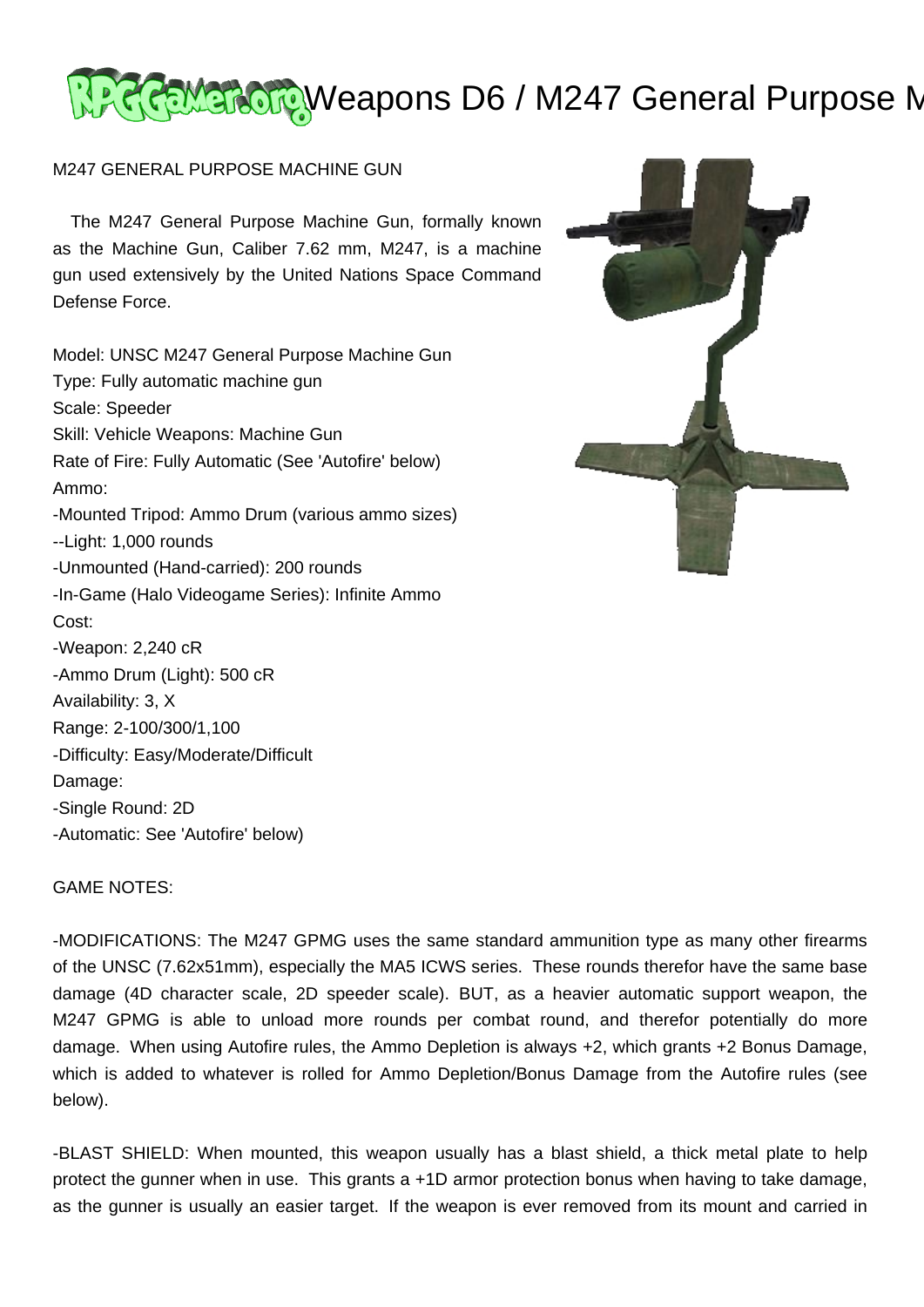M247 GENERAL PURPOSE MACHINE GUN

The M247 General Purpose Machine Gun, formally known as the Machine Gun, Caliber 7.62 mm, M247, is a machine gun used extensively by the United Nations Space Command Defense Force.

Model: UNSC M247 General Purpose Machine Gun
Type: Fully automatic machine gun
Scale: Speeder
Skill: Vehicle Weapons: Machine Gun
Rate of Fire: Fully Automatic (See 'Autofire' below)
Ammo:
-Mounted Tripod: Ammo Drum (various ammo sizes)
--Light: 1,000 rounds
-Unmounted (Hand-carried): 200 rounds
-In-Game (Halo Videogame Series): Infinite Ammo
Cost:
-Weapon: 2,240 cR
-Ammo Drum (Light): 500 cR
Availability: 3, X
Range: 2-100/300/1,100
-Difficulty: Easy/Moderate/Difficult
Damage:
-Single Round: 2D
-Automatic: See 'Autofire' below)

GAME NOTES:

-MODIFICATIONS: The M247 GPMG uses the same standard ammunition type as many other firearms of the UNSC (7.62x51mm), especially the MA5 ICWS series. These rounds therefor have the same base damage (4D character scale, 2D speeder scale). BUT, as a heavier automatic support weapon, the M247 GPMG is able to unload more rounds per combat round, and therefor potentially do more damage. When using Autofire rules, the Ammo Depletion is always +2, which grants +2 Bonus Damage, which is added to whatever is rolled for Ammo Depletion/Bonus Damage from the Autofire rules (see below).

-BLAST SHIELD: When mounted, this weapon usually has a blast shield, a thick metal plate to help protect the gunner when in use. This grants a +1D armor protection bonus when having to take damage, as the gunner is usually an easier target. If the weapon is ever removed from its mount and carried in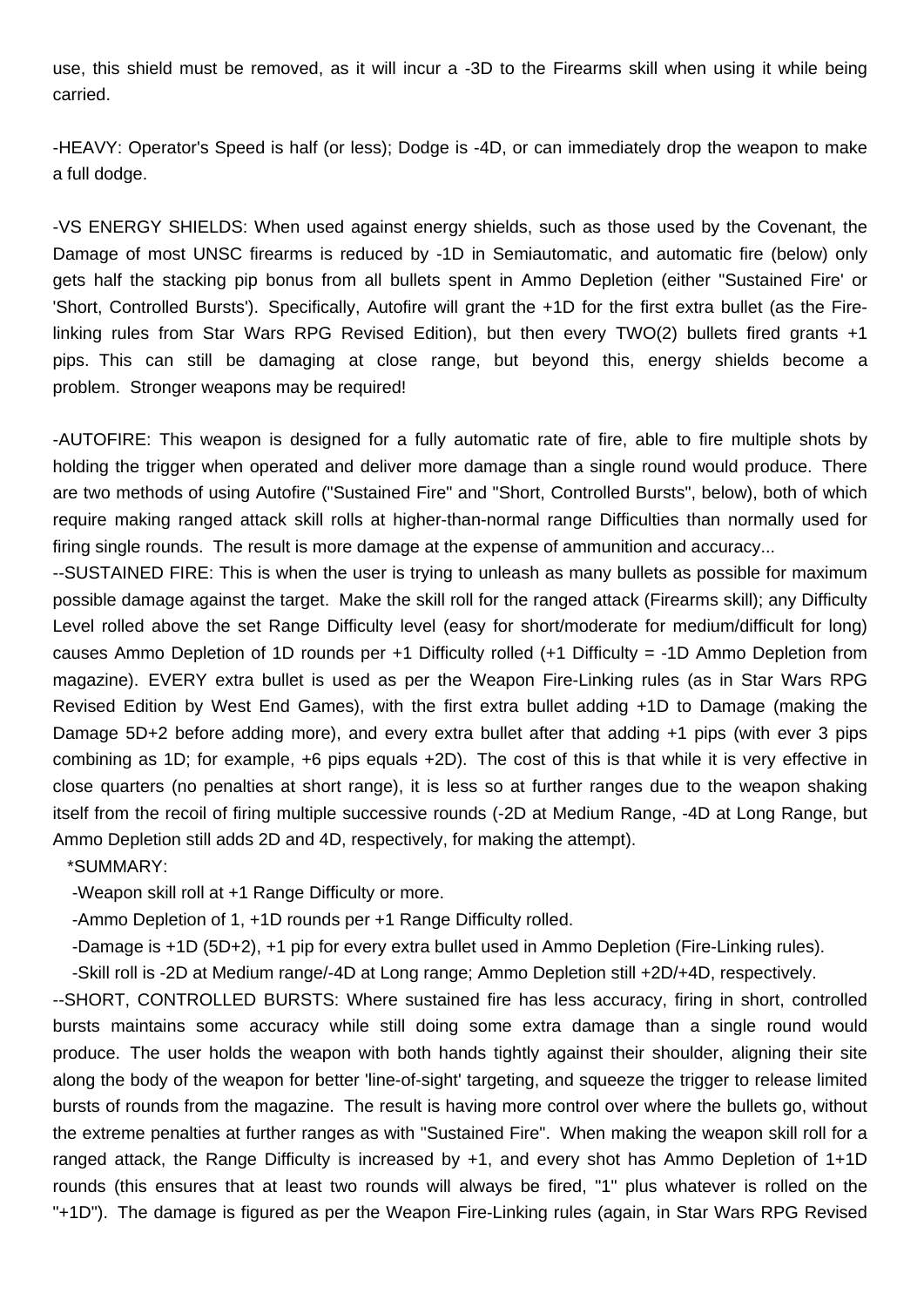use, this shield must be removed, as it will incur a -3D to the Firearms skill when using it while being carried.

-HEAVY: Operator's Speed is half (or less); Dodge is -4D, or can immediately drop the weapon to make a full dodge.

-VS ENERGY SHIELDS: When used against energy shields, such as those used by the Covenant, the Damage of most UNSC firearms is reduced by -1D in Semiautomatic, and automatic fire (below) only gets half the stacking pip bonus from all bullets spent in Ammo Depletion (either "Sustained Fire' or 'Short, Controlled Bursts'). Specifically, Autofire will grant the +1D for the first extra bullet (as the Fire-linking rules from Star Wars RPG Revised Edition), but then every TWO(2) bullets fired grants +1 pips. This can still be damaging at close range, but beyond this, energy shields become a problem. Stronger weapons may be required!

-AUTOFIRE: This weapon is designed for a fully automatic rate of fire, able to fire multiple shots by holding the trigger when operated and deliver more damage than a single round would produce. There are two methods of using Autofire ("Sustained Fire" and "Short, Controlled Bursts", below), both of which require making ranged attack skill rolls at higher-than-normal range Difficulties than normally used for firing single rounds. The result is more damage at the expense of ammunition and accuracy...

--SUSTAINED FIRE: This is when the user is trying to unleash as many bullets as possible for maximum possible damage against the target. Make the skill roll for the ranged attack (Firearms skill); any Difficulty Level rolled above the set Range Difficulty level (easy for short/moderate for medium/difficult for long) causes Ammo Depletion of 1D rounds per +1 Difficulty rolled (+1 Difficulty = -1D Ammo Depletion from magazine). EVERY extra bullet is used as per the Weapon Fire-Linking rules (as in Star Wars RPG Revised Edition by West End Games), with the first extra bullet adding +1D to Damage (making the Damage 5D+2 before adding more), and every extra bullet after that adding +1 pips (with ever 3 pips combining as 1D; for example, +6 pips equals +2D). The cost of this is that while it is very effective in close quarters (no penalties at short range), it is less so at further ranges due to the weapon shaking itself from the recoil of firing multiple successive rounds (-2D at Medium Range, -4D at Long Range, but Ammo Depletion still adds 2D and 4D, respectively, for making the attempt).

*SUMMARY:

-Weapon skill roll at +1 Range Difficulty or more.

-Ammo Depletion of 1, +1D rounds per +1 Range Difficulty rolled.

-Damage is +1D (5D+2), +1 pip for every extra bullet used in Ammo Depletion (Fire-Linking rules).

-Skill roll is -2D at Medium range/-4D at Long range; Ammo Depletion still +2D/+4D, respectively.

--SHORT, CONTROLLED BURSTS: Where sustained fire has less accuracy, firing in short, controlled bursts maintains some accuracy while still doing some extra damage than a single round would produce. The user holds the weapon with both hands tightly against their shoulder, aligning their site along the body of the weapon for better 'line-of-sight' targeting, and squeeze the trigger to release limited bursts of rounds from the magazine. The result is having more control over where the bullets go, without the extreme penalties at further ranges as with "Sustained Fire". When making the weapon skill roll for a ranged attack, the Range Difficulty is increased by +1, and every shot has Ammo Depletion of 1+1D rounds (this ensures that at least two rounds will always be fired, "1" plus whatever is rolled on the "+1D"). The damage is figured as per the Weapon Fire-Linking rules (again, in Star Wars RPG Revised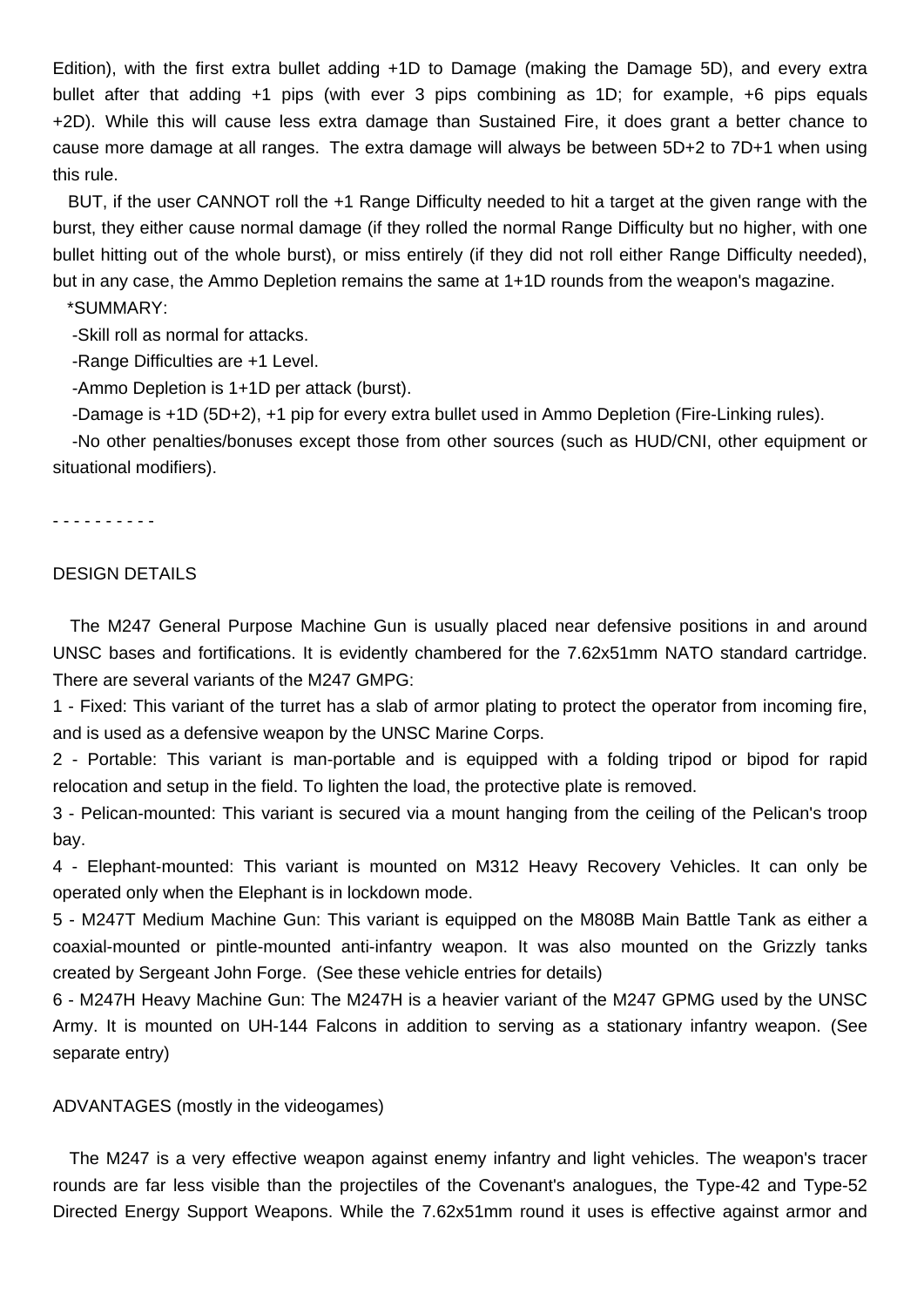Edition), with the first extra bullet adding +1D to Damage (making the Damage 5D), and every extra bullet after that adding +1 pips (with ever 3 pips combining as 1D; for example, +6 pips equals +2D). While this will cause less extra damage than Sustained Fire, it does grant a better chance to cause more damage at all ranges. The extra damage will always be between 5D+2 to 7D+1 when using this rule.

BUT, if the user CANNOT roll the +1 Range Difficulty needed to hit a target at the given range with the burst, they either cause normal damage (if they rolled the normal Range Difficulty but no higher, with one bullet hitting out of the whole burst), or miss entirely (if they did not roll either Range Difficulty needed), but in any case, the Ammo Depletion remains the same at 1+1D rounds from the weapon's magazine.

*SUMMARY:

-Skill roll as normal for attacks.

-Range Difficulties are +1 Level.

-Ammo Depletion is 1+1D per attack (burst).

-Damage is +1D (5D+2), +1 pip for every extra bullet used in Ammo Depletion (Fire-Linking rules).

-No other penalties/bonuses except those from other sources (such as HUD/CNI, other equipment or situational modifiers).

- - - - - - - - - -

DESIGN DETAILS

The M247 General Purpose Machine Gun is usually placed near defensive positions in and around UNSC bases and fortifications. It is evidently chambered for the 7.62x51mm NATO standard cartridge. There are several variants of the M247 GMPG:

1 - Fixed: This variant of the turret has a slab of armor plating to protect the operator from incoming fire, and is used as a defensive weapon by the UNSC Marine Corps.

2 - Portable: This variant is man-portable and is equipped with a folding tripod or bipod for rapid relocation and setup in the field. To lighten the load, the protective plate is removed.

3 - Pelican-mounted: This variant is secured via a mount hanging from the ceiling of the Pelican's troop bay.

4 - Elephant-mounted: This variant is mounted on M312 Heavy Recovery Vehicles. It can only be operated only when the Elephant is in lockdown mode.

5 - M247T Medium Machine Gun: This variant is equipped on the M808B Main Battle Tank as either a coaxial-mounted or pintle-mounted anti-infantry weapon. It was also mounted on the Grizzly tanks created by Sergeant John Forge. (See these vehicle entries for details)

6 - M247H Heavy Machine Gun: The M247H is a heavier variant of the M247 GPMG used by the UNSC Army. It is mounted on UH-144 Falcons in addition to serving as a stationary infantry weapon. (See separate entry)

ADVANTAGES (mostly in the videogames)

The M247 is a very effective weapon against enemy infantry and light vehicles. The weapon's tracer rounds are far less visible than the projectiles of the Covenant's analogues, the Type-42 and Type-52 Directed Energy Support Weapons. While the 7.62x51mm round it uses is effective against armor and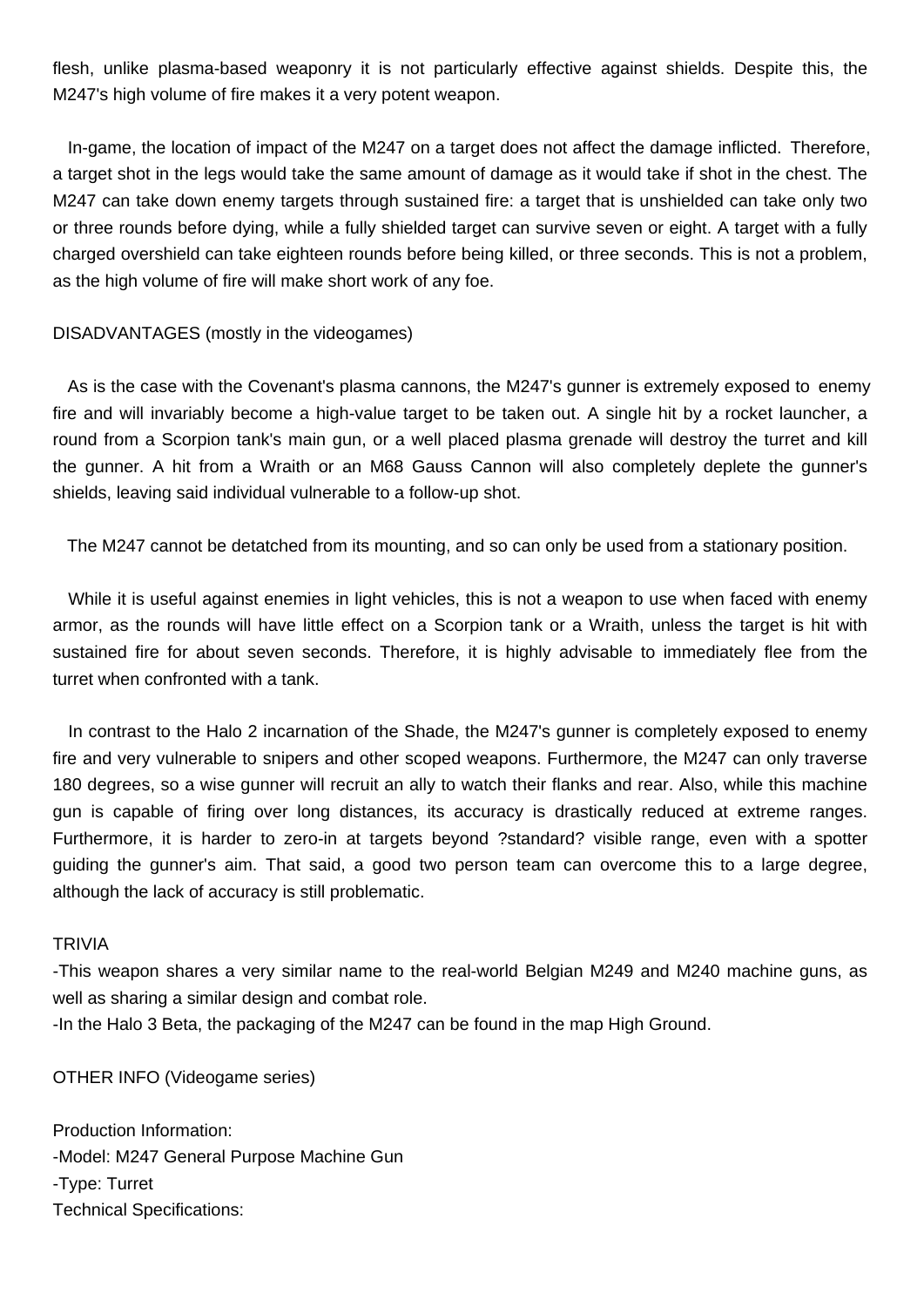flesh, unlike plasma-based weaponry it is not particularly effective against shields. Despite this, the M247's high volume of fire makes it a very potent weapon.

In-game, the location of impact of the M247 on a target does not affect the damage inflicted. Therefore, a target shot in the legs would take the same amount of damage as it would take if shot in the chest. The M247 can take down enemy targets through sustained fire: a target that is unshielded can take only two or three rounds before dying, while a fully shielded target can survive seven or eight. A target with a fully charged overshield can take eighteen rounds before being killed, or three seconds. This is not a problem, as the high volume of fire will make short work of any foe.

DISADVANTAGES (mostly in the videogames)

As is the case with the Covenant's plasma cannons, the M247's gunner is extremely exposed to enemy fire and will invariably become a high-value target to be taken out. A single hit by a rocket launcher, a round from a Scorpion tank's main gun, or a well placed plasma grenade will destroy the turret and kill the gunner. A hit from a Wraith or an M68 Gauss Cannon will also completely deplete the gunner's shields, leaving said individual vulnerable to a follow-up shot.

The M247 cannot be detatched from its mounting, and so can only be used from a stationary position.

While it is useful against enemies in light vehicles, this is not a weapon to use when faced with enemy armor, as the rounds will have little effect on a Scorpion tank or a Wraith, unless the target is hit with sustained fire for about seven seconds. Therefore, it is highly advisable to immediately flee from the turret when confronted with a tank.

In contrast to the Halo 2 incarnation of the Shade, the M247's gunner is completely exposed to enemy fire and very vulnerable to snipers and other scoped weapons. Furthermore, the M247 can only traverse 180 degrees, so a wise gunner will recruit an ally to watch their flanks and rear. Also, while this machine gun is capable of firing over long distances, its accuracy is drastically reduced at extreme ranges. Furthermore, it is harder to zero-in at targets beyond ?standard? visible range, even with a spotter guiding the gunner's aim. That said, a good two person team can overcome this to a large degree, although the lack of accuracy is still problematic.

TRIVIA

-This weapon shares a very similar name to the real-world Belgian M249 and M240 machine guns, as well as sharing a similar design and combat role.
-In the Halo 3 Beta, the packaging of the M247 can be found in the map High Ground.

OTHER INFO (Videogame series)

Production Information:
-Model: M247 General Purpose Machine Gun
-Type: Turret
Technical Specifications: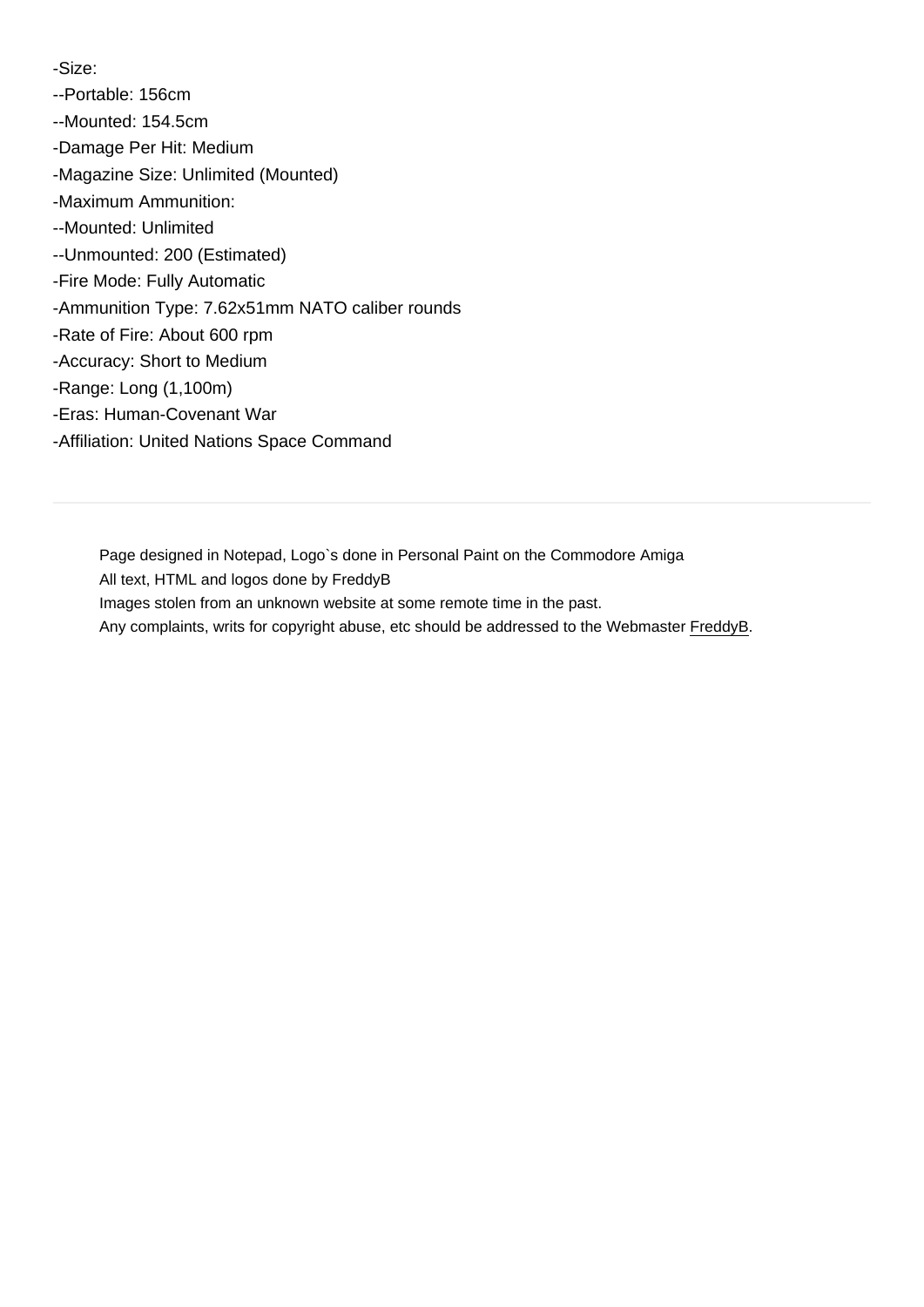-Size:
--Portable: 156cm
--Mounted: 154.5cm
-Damage Per Hit: Medium
-Magazine Size: Unlimited (Mounted)
-Maximum Ammunition:
--Mounted: Unlimited
--Unmounted: 200 (Estimated)
-Fire Mode: Fully Automatic
-Ammunition Type: 7.62x51mm NATO caliber rounds
-Rate of Fire: About 600 rpm
-Accuracy: Short to Medium
-Range: Long (1,100m)
-Eras: Human-Covenant War
-Affiliation: United Nations Space Command

---

Page designed in Notepad, Logo`s done in Personal Paint on the Commodore Amiga
All text, HTML and logos done by FreddyB
Images stolen from an unknown website at some remote time in the past.
Any complaints, writs for copyright abuse, etc should be addressed to the Webmaster FreddyB.